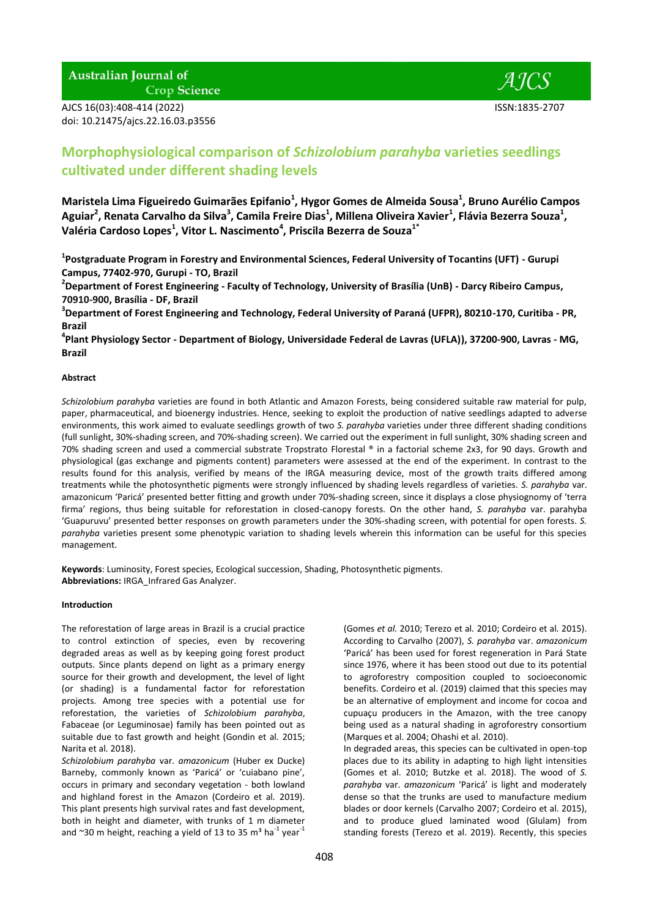# Morphophysiological comparison of *Schizolobium parahyba* varieties seedlings cultivated under different shading levels

**Maristela Lima Figueiredo Guimarães Epifanio[1], Hygor Gomes de Almeida Sousa[1], Bruno Aurélio Campos Aguiar[2], Renata Carvalho da Silva[3], Camila Freire Dias[1], Millena Oliveira Xavier[1], Flávia Bezerra Souza[1], Valéria Cardoso Lopes[1], Vitor L. Nascimento[4], Priscila Bezerra de Souza[1*]**

**[1]Postgraduate Program in Forestry and Environmental Sciences, Federal University of Tocantins (UFT) - Gurupi Campus, 77402-970, Gurupi - TO, Brazil**

**[2]Department of Forest Engineering - Faculty of Technology, University of Brasília (UnB) - Darcy Ribeiro Campus, 70910-900, Brasília - DF, Brazil**

**[3]Department of Forest Engineering and Technology, Federal University of Paraná (UFPR), 80210-170, Curitiba - PR, Brazil**

**[4]Plant Physiology Sector - Department of Biology, Universidade Federal de Lavras (UFLA)), 37200-900, Lavras - MG, Brazil**

**Abstract**

*Schizolobium parahyba* varieties are found in both Atlantic and Amazon Forests, being considered suitable raw material for pulp, paper, pharmaceutical, and bioenergy industries. Hence, seeking to exploit the production of native seedlings adapted to adverse environments, this work aimed to evaluate seedlings growth of two *S. parahyba* varieties under three different shading conditions (full sunlight, 30%-shading screen, and 70%-shading screen). We carried out the experiment in full sunlight, 30% shading screen and 70% shading screen and used a commercial substrate Tropstrato Florestal ® in a factorial scheme 2x3, for 90 days. Growth and physiological (gas exchange and pigments content) parameters were assessed at the end of the experiment. In contrast to the results found for this analysis, verified by means of the IRGA measuring device, most of the growth traits differed among treatments while the photosynthetic pigments were strongly influenced by shading levels regardless of varieties. *S. parahyba* var. amazonicum 'Paricá' presented better fitting and growth under 70%-shading screen, since it displays a close physiognomy of 'terra firma' regions, thus being suitable for reforestation in closed-canopy forests. On the other hand, *S. parahyba* var. parahyba 'Guapuruvu' presented better responses on growth parameters under the 30%-shading screen, with potential for open forests. *S. parahyba* varieties present some phenotypic variation to shading levels wherein this information can be useful for this species management.

**Keywords**: Luminosity, Forest species, Ecological succession, Shading, Photosynthetic pigments.
**Abbreviations:** IRGA_Infrared Gas Analyzer.

**Introduction**

The reforestation of large areas in Brazil is a crucial practice to control extinction of species, even by recovering degraded areas as well as by keeping good forest product outputs. Since plants depend on light as a primary energy source for their growth and development, the level of light (or shading) is a fundamental factor for reforestation projects. Among tree species with a potential use for reforestation, the varieties of *Schizolobium parahyba*, Fabaceae (or Leguminosae) family has been pointed out as suitable due to fast growth and height (Gondin et al. 2015; Narita et al. 2018).

*Schizolobium parahyba* var. *amazonicum* (Huber ex Ducke) Barneby, commonly known as 'Paricá' or 'cuiabano pine', occurs in primary and secondary vegetation - both lowland and highland forest in the Amazon (Cordeiro et al. 2019). This plant presents high survival rates and fast development, both in height and diameter, with trunks of 1 m diameter and ~30 m height, reaching a yield of 13 to 35 $m^3$ $ha^{-1}$ $year^{-1}$ (Gomes *et al.* 2010; Terezo et al. 2010; Cordeiro et al. 2015). According to Carvalho (2007), *S. parahyba* var. *amazonicum* 'Paricá' has been used for forest regeneration in Pará State since 1976, where it has been stood out due to its potential to agroforestry composition coupled to socioeconomic benefits. Cordeiro et al. (2019) claimed that this species may be an alternative of employment and income for cocoa and cupuaçu producers in the Amazon, with the tree canopy being used as a natural shading in agroforestry consortium (Marques et al. 2004; Ohashi et al. 2010).

In degraded areas, this species can be cultivated in open-top places due to its ability in adapting to high light intensities (Gomes et al. 2010; Butzke et al. 2018). The wood of *S. parahyba* var. *amazonicum* 'Paricá' is light and moderately dense so that the trunks are used to manufacture medium blades or door kernels (Carvalho 2007; Cordeiro et al. 2015), and to produce glued laminated wood (Glulam) from standing forests (Terezo et al. 2019). Recently, this species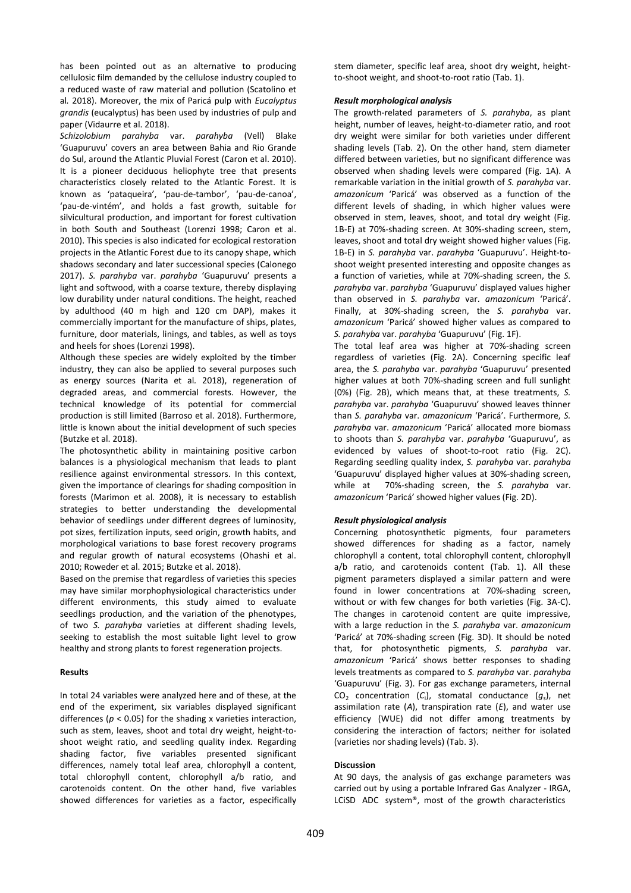has been pointed out as an alternative to producing cellulosic film demanded by the cellulose industry coupled to a reduced waste of raw material and pollution (Scatolino et al*.* 2018). Moreover, the mix of Paricá pulp with *Eucalyptus grandis* (eucalyptus) has been used by industries of pulp and paper (Vidaurre et al. 2018).

*Schizolobium parahyba* var. *parahyba* (Vell) Blake 'Guapuruvu' covers an area between Bahia and Rio Grande do Sul, around the Atlantic Pluvial Forest (Caron et al. 2010). It is a pioneer deciduous heliophyte tree that presents characteristics closely related to the Atlantic Forest. It is known as 'pataqueira', 'pau-de-tambor', 'pau-de-canoa', 'pau-de-vintém', and holds a fast growth, suitable for silvicultural production, and important for forest cultivation in both South and Southeast (Lorenzi 1998; Caron et al. 2010). This species is also indicated for ecological restoration projects in the Atlantic Forest due to its canopy shape, which shadows secondary and later successional species (Calonego 2017). *S. parahyba* var. *parahyba* 'Guapuruvu' presents a light and softwood, with a coarse texture, thereby displaying low durability under natural conditions. The height, reached by adulthood (40 m high and 120 cm DAP), makes it commercially important for the manufacture of ships, plates, furniture, door materials, linings, and tables, as well as toys and heels for shoes (Lorenzi 1998).

Although these species are widely exploited by the timber industry, they can also be applied to several purposes such as energy sources (Narita et al*.* 2018), regeneration of degraded areas, and commercial forests. However, the technical knowledge of its potential for commercial production is still limited (Barroso et al. 2018). Furthermore, little is known about the initial development of such species (Butzke et al. 2018).

The photosynthetic ability in maintaining positive carbon balances is a physiological mechanism that leads to plant resilience against environmental stressors. In this context, given the importance of clearings for shading composition in forests (Marimon et al. 2008), it is necessary to establish strategies to better understanding the developmental behavior of seedlings under different degrees of luminosity, pot sizes, fertilization inputs, seed origin, growth habits, and morphological variations to base forest recovery programs and regular growth of natural ecosystems (Ohashi et al. 2010; Roweder et al. 2015; Butzke et al. 2018).

Based on the premise that regardless of varieties this species may have similar morphophysiological characteristics under different environments, this study aimed to evaluate seedlings production, and the variation of the phenotypes, of two *S. parahyba* varieties at different shading levels, seeking to establish the most suitable light level to grow healthy and strong plants to forest regeneration projects.

## Results

In total 24 variables were analyzed here and of these, at the end of the experiment, six variables displayed significant differences ($p < 0.05$) for the shading x varieties interaction, such as stem, leaves, shoot and total dry weight, height-to-shoot weight ratio, and seedling quality index. Regarding shading factor, five variables presented significant differences, namely total leaf area, chlorophyll a content, total chlorophyll content, chlorophyll a/b ratio, and carotenoids content. On the other hand, five variables showed differences for varieties as a factor, especifically stem diameter, specific leaf area, shoot dry weight, height-to-shoot weight, and shoot-to-root ratio (Tab. 1).

### *Result morphological analysis*

The growth-related parameters of *S. parahyba*, as plant height, number of leaves, height-to-diameter ratio, and root dry weight were similar for both varieties under different shading levels (Tab. 2). On the other hand, stem diameter differed between varieties, but no significant difference was observed when shading levels were compared (Fig. 1A). A remarkable variation in the initial growth of *S. parahyba* var. *amazonicum* 'Paricá' was observed as a function of the different levels of shading, in which higher values were observed in stem, leaves, shoot, and total dry weight (Fig. 1B-E) at 70%-shading screen. At 30%-shading screen, stem, leaves, shoot and total dry weight showed higher values (Fig. 1B-E) in *S. parahyba* var. *parahyba* 'Guapuruvu'. Height-to-shoot weight presented interesting and opposite changes as a function of varieties, while at 70%-shading screen, the *S. parahyba* var. *parahyba* 'Guapuruvu' displayed values higher than observed in *S. parahyba* var. *amazonicum* 'Paricá'. Finally, at 30%-shading screen, the *S. parahyba* var. *amazonicum* 'Paricá' showed higher values as compared to *S. parahyba* var. *parahyba* 'Guapuruvu' (Fig. 1F).

The total leaf area was higher at 70%-shading screen regardless of varieties (Fig. 2A). Concerning specific leaf area, the *S. parahyba* var. *parahyba* 'Guapuruvu' presented higher values at both 70%-shading screen and full sunlight (0%) (Fig. 2B), which means that, at these treatments, *S. parahyba* var. *parahyba* 'Guapuruvu' showed leaves thinner than *S. parahyba* var. *amazonicum* 'Paricá'. Furthermore, *S. parahyba* var. *amazonicum* 'Paricá' allocated more biomass to shoots than *S. parahyba* var. *parahyba* 'Guapuruvu', as evidenced by values of shoot-to-root ratio (Fig. 2C). Regarding seedling quality index, *S. parahyba* var. *parahyba* 'Guapuruvu' displayed higher values at 30%-shading screen, while at 70%-shading screen, the *S. parahyba* var. *amazonicum* 'Paricá' showed higher values (Fig. 2D).

### *Result physiological analysis*

Concerning photosynthetic pigments, four parameters showed differences for shading as a factor, namely chlorophyll a content, total chlorophyll content, chlorophyll a/b ratio, and carotenoids content (Tab. 1). All these pigment parameters displayed a similar pattern and were found in lower concentrations at 70%-shading screen, without or with few changes for both varieties (Fig. 3A-C). The changes in carotenoid content are quite impressive, with a large reduction in the *S. parahyba* var. *amazonicum* 'Paricá' at 70%-shading screen (Fig. 3D). It should be noted that, for photosynthetic pigments, *S. parahyba* var. *amazonicum* 'Paricá' shows better responses to shading levels treatments as compared to *S. parahyba* var. *parahyba* 'Guapuruvu' (Fig. 3). For gas exchange parameters, internal $CO_2$ concentration ($C_i$), stomatal conductance ($g_s$), net assimilation rate ($A$), transpiration rate ($E$), and water use efficiency (WUE) did not differ among treatments by considering the interaction of factors; neither for isolated (varieties nor shading levels) (Tab. 3).

## Discussion

At 90 days, the analysis of gas exchange parameters was carried out by using a portable Infrared Gas Analyzer - IRGA, LCiSD ADC system®, most of the growth characteristics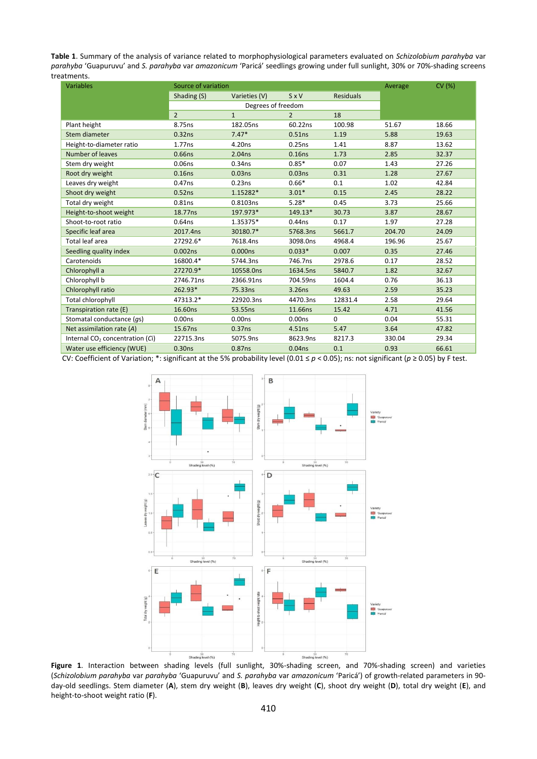**Table 1**. Summary of the analysis of variance related to morphophysiological parameters evaluated on *Schizolobium parahyba* var *parahyba* 'Guapuruvu' and *S. parahyba* var *amazonicum* 'Paricá' seedlings growing under full sunlight, 30% or 70%-shading screens treatments.

| Variables | Source of variation | | | | Average | CV (%) |
|---|---|---|---|---|---|---|
| | Shading (S) | Varieties (V) | S x V | Residuals | | |
| | Degrees of freedom | | | | | |
| | 2 | 1 | 2 | 18 | | |
| Plant height | 8.75ns | 182.05ns | 60.22ns | 100.98 | 51.67 | 18.66 |
| Stem diameter | 0.32ns | 7.47* | 0.51ns | 1.19 | 5.88 | 19.63 |
| Height-to-diameter ratio | 1.77ns | 4.20ns | 0.25ns | 1.41 | 8.87 | 13.62 |
| Number of leaves | 0.66ns | 2.04ns | 0.16ns | 1.73 | 2.85 | 32.37 |
| Stem dry weight | 0.06ns | 0.34ns | 0.85* | 0.07 | 1.43 | 27.26 |
| Root dry weight | 0.16ns | 0.03ns | 0.03ns | 0.31 | 1.28 | 27.67 |
| Leaves dry weight | 0.47ns | 0.23ns | 0.66* | 0.1 | 1.02 | 42.84 |
| Shoot dry weight | 0.52ns | 1.15282* | 3.01* | 0.15 | 2.45 | 28.22 |
| Total dry weight | 0.81ns | 0.8103ns | 5.28* | 0.45 | 3.73 | 25.66 |
| Height-to-shoot weight | 18.77ns | 197.973* | 149.13* | 30.73 | 3.87 | 28.67 |
| Shoot-to-root ratio | 0.64ns | 1.35375* | 0.44ns | 0.17 | 1.97 | 27.28 |
| Specific leaf area | 2017.4ns | 30180.7* | 5768.3ns | 5661.7 | 204.70 | 24.09 |
| Total leaf area | 27292.6* | 7618.4ns | 3098.0ns | 4968.4 | 196.96 | 25.67 |
| Seedling quality index | 0.002ns | 0.000ns | 0.033* | 0.007 | 0.35 | 27.46 |
| Carotenoids | 16800.4* | 5744.3ns | 746.7ns | 2978.6 | 0.17 | 28.52 |
| Chlorophyll a | 27270.9* | 10558.0ns | 1634.5ns | 5840.7 | 1.82 | 32.67 |
| Chlorophyll b | 2746.71ns | 2366.91ns | 704.59ns | 1604.4 | 0.76 | 36.13 |
| Chlorophyll ratio | 262.93* | 75.33ns | 3.26ns | 49.63 | 2.59 | 35.23 |
| Total chlorophyll | 47313.2* | 22920.3ns | 4470.3ns | 12831.4 | 2.58 | 29.64 |
| Transpiration rate (E) | 16.60ns | 53.55ns | 11.66ns | 15.42 | 4.71 | 41.56 |
| Stomatal conductance (*gs*) | 0.00ns | 0.00ns | 0.00ns | 0 | 0.04 | 55.31 |
| Net assimilation rate (*A*) | 15.67ns | 0.37ns | 4.51ns | 5.47 | 3.64 | 47.82 |
| Internal $CO_2$ concentration (*Ci*) | 22715.3ns | 5075.9ns | 8623.9ns | 8217.3 | 330.04 | 29.34 |
| Water use efficiency (WUE) | 0.30ns | 0.87ns | 0.04ns | 0.1 | 0.93 | 66.61 |

CV: Coefficient of Variation; *: significant at the 5% probability level ($0.01 \leq p < 0.05$); ns: not significant ($p \geq 0.05$) by F test.

**Figure 1**. Interaction between shading levels (full sunlight, 30%-shading screen, and 70%-shading screen) and varieties (*Schizolobium parahyba* var *parahyba* 'Guapuruvu' and *S. parahyba* var *amazonicum* 'Paricá') of growth-related parameters in 90-day-old seedlings. Stem diameter (**A**), stem dry weight (**B**), leaves dry weight (**C**), shoot dry weight (**D**), total dry weight (**E**), and height-to-shoot weight ratio (**F**).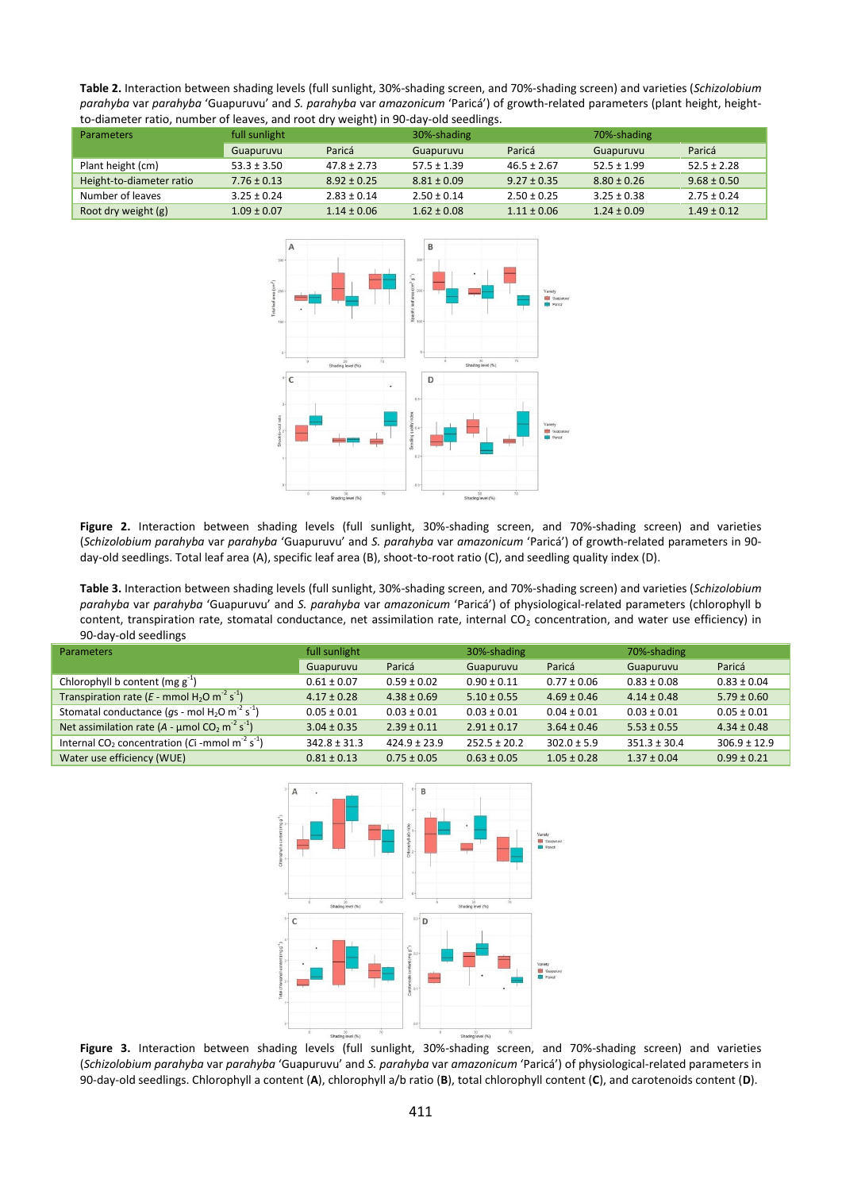**Table 2.** Interaction between shading levels (full sunlight, 30%-shading screen, and 70%-shading screen) and varieties (*Schizolobium parahyba* var *parahyba* 'Guapuruvu' and *S. parahyba* var *amazonicum* 'Paricá') of growth-related parameters (plant height, height-to-diameter ratio, number of leaves, and root dry weight) in 90-day-old seedlings.

| Parameters | full sunlight | | 30%-shading | | 70%-shading | |
|---|---|---|---|---|---|---|
| | Guapuruvu | Paricá | Guapuruvu | Paricá | Guapuruvu | Paricá |
| Plant height (cm) | 53.3 ± 3.50 | 47.8 ± 2.73 | 57.5 ± 1.39 | 46.5 ± 2.67 | 52.5 ± 1.99 | 52.5 ± 2.28 |
| Height-to-diameter ratio | 7.76 ± 0.13 | 8.92 ± 0.25 | 8.81 ± 0.09 | 9.27 ± 0.35 | 8.80 ± 0.26 | 9.68 ± 0.50 |
| Number of leaves | 3.25 ± 0.24 | 2.83 ± 0.14 | 2.50 ± 0.14 | 2.50 ± 0.25 | 3.25 ± 0.38 | 2.75 ± 0.24 |
| Root dry weight (g) | 1.09 ± 0.07 | 1.14 ± 0.06 | 1.62 ± 0.08 | 1.11 ± 0.06 | 1.24 ± 0.09 | 1.49 ± 0.12 |

**Figure 2.** Interaction between shading levels (full sunlight, 30%-shading screen, and 70%-shading screen) and varieties (*Schizolobium parahyba* var *parahyba* 'Guapuruvu' and *S. parahyba* var *amazonicum* 'Paricá') of growth-related parameters in 90-day-old seedlings. Total leaf area (A), specific leaf area (B), shoot-to-root ratio (C), and seedling quality index (D).

**Table 3.** Interaction between shading levels (full sunlight, 30%-shading screen, and 70%-shading screen) and varieties (*Schizolobium parahyba* var *parahyba* 'Guapuruvu' and *S. parahyba* var *amazonicum* 'Paricá') of physiological-related parameters (chlorophyll b content, transpiration rate, stomatal conductance, net assimilation rate, internal $CO_2$ concentration, and water use efficiency) in 90-day-old seedlings

| Parameters | full sunlight | | 30%-shading | | 70%-shading | |
|---|---|---|---|---|---|---|
| | Guapuruvu | Paricá | Guapuruvu | Paricá | Guapuruvu | Paricá |
| Chlorophyll b content (mg $g^{-1}$) | 0.61 ± 0.07 | 0.59 ± 0.02 | 0.90 ± 0.11 | 0.77 ± 0.06 | 0.83 ± 0.08 | 0.83 ± 0.04 |
| Transpiration rate (*E* - mmol $H_2O$ $m^{-2}$ $s^{-1}$) | 4.17 ± 0.28 | 4.38 ± 0.69 | 5.10 ± 0.55 | 4.69 ± 0.46 | 4.14 ± 0.48 | 5.79 ± 0.60 |
| Stomatal conductance (*gs* - mol $H_2O$ $m^{-2}$ $s^{-1}$) | 0.05 ± 0.01 | 0.03 ± 0.01 | 0.03 ± 0.01 | 0.04 ± 0.01 | 0.03 ± 0.01 | 0.05 ± 0.01 |
| Net assimilation rate (*A* - µmol $CO_2$ $m^{-2}$ $s^{-1}$) | 3.04 ± 0.35 | 2.39 ± 0.11 | 2.91 ± 0.17 | 3.64 ± 0.46 | 5.53 ± 0.55 | 4.34 ± 0.48 |
| Internal $CO_2$ concentration (*Ci* -mmol $m^{-2}$ $s^{-1}$) | 342.8 ± 31.3 | 424.9 ± 23.9 | 252.5 ± 20.2 | 302.0 ± 5.9 | 351.3 ± 30.4 | 306.9 ± 12.9 |
| Water use efficiency (WUE) | 0.81 ± 0.13 | 0.75 ± 0.05 | 0.63 ± 0.05 | 1.05 ± 0.28 | 1.37 ± 0.04 | 0.99 ± 0.21 |

**Figure 3.** Interaction between shading levels (full sunlight, 30%-shading screen, and 70%-shading screen) and varieties (*Schizolobium parahyba* var *parahyba* 'Guapuruvu' and *S. parahyba* var *amazonicum* 'Paricá') of physiological-related parameters in 90-day-old seedlings. Chlorophyll a content (**A**), chlorophyll a/b ratio (**B**), total chlorophyll content (**C**), and carotenoids content (**D**).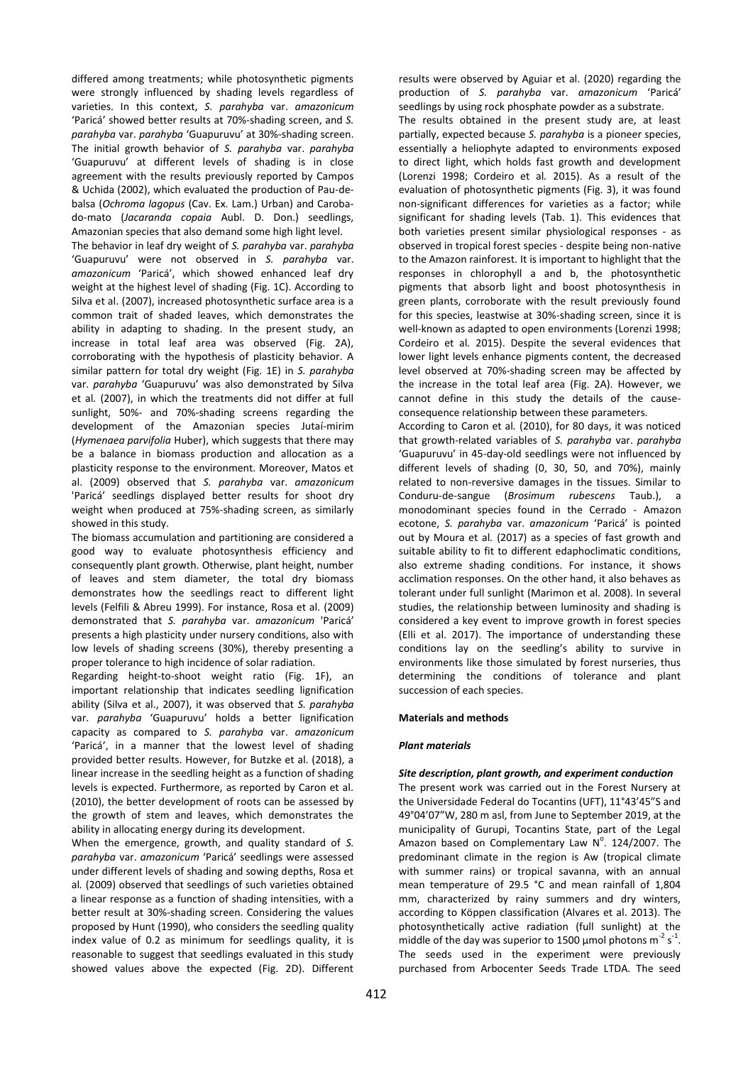differed among treatments; while photosynthetic pigments were strongly influenced by shading levels regardless of varieties. In this context, *S. parahyba* var. *amazonicum* 'Paricá' showed better results at 70%-shading screen, and *S. parahyba* var. *parahyba* 'Guapuruvu' at 30%-shading screen. The initial growth behavior of *S. parahyba* var. *parahyba* 'Guapuruvu' at different levels of shading is in close agreement with the results previously reported by Campos & Uchida (2002), which evaluated the production of Pau-de-balsa (*Ochroma lagopus* (Cav. Ex. Lam.) Urban) and Caroba-do-mato (*Jacaranda copaia* Aubl. D. Don.) seedlings, Amazonian species that also demand some high light level.

The behavior in leaf dry weight of *S. parahyba* var. *parahyba* 'Guapuruvu' were not observed in *S. parahyba* var. *amazonicum* 'Paricá', which showed enhanced leaf dry weight at the highest level of shading (Fig. 1C). According to Silva et al. (2007), increased photosynthetic surface area is a common trait of shaded leaves, which demonstrates the ability in adapting to shading. In the present study, an increase in total leaf area was observed (Fig. 2A), corroborating with the hypothesis of plasticity behavior. A similar pattern for total dry weight (Fig. 1E) in *S. parahyba* var. *parahyba* 'Guapuruvu' was also demonstrated by Silva et al. (2007), in which the treatments did not differ at full sunlight, 50%- and 70%-shading screens regarding the development of the Amazonian species Jutaí-mirim (*Hymenaea parvifolia* Huber), which suggests that there may be a balance in biomass production and allocation as a plasticity response to the environment. Moreover, Matos et al. (2009) observed that *S. parahyba* var. *amazonicum* 'Paricá' seedlings displayed better results for shoot dry weight when produced at 75%-shading screen, as similarly showed in this study.

The biomass accumulation and partitioning are considered a good way to evaluate photosynthesis efficiency and consequently plant growth. Otherwise, plant height, number of leaves and stem diameter, the total dry biomass demonstrates how the seedlings react to different light levels (Felfili & Abreu 1999). For instance, Rosa et al. (2009) demonstrated that *S. parahyba* var. *amazonicum* 'Paricá' presents a high plasticity under nursery conditions, also with low levels of shading screens (30%), thereby presenting a proper tolerance to high incidence of solar radiation.

Regarding height-to-shoot weight ratio (Fig. 1F), an important relationship that indicates seedling lignification ability (Silva et al., 2007), it was observed that *S. parahyba* var. *parahyba* 'Guapuruvu' holds a better lignification capacity as compared to *S. parahyba* var. *amazonicum* 'Paricá', in a manner that the lowest level of shading provided better results. However, for Butzke et al. (2018), a linear increase in the seedling height as a function of shading levels is expected. Furthermore, as reported by Caron et al. (2010), the better development of roots can be assessed by the growth of stem and leaves, which demonstrates the ability in allocating energy during its development.

When the emergence, growth, and quality standard of *S. parahyba* var. *amazonicum* 'Paricá' seedlings were assessed under different levels of shading and sowing depths, Rosa et al. (2009) observed that seedlings of such varieties obtained a linear response as a function of shading intensities, with a better result at 30%-shading screen. Considering the values proposed by Hunt (1990), who considers the seedling quality index value of 0.2 as minimum for seedlings quality, it is reasonable to suggest that seedlings evaluated in this study showed values above the expected (Fig. 2D). Different results were observed by Aguiar et al. (2020) regarding the production of *S. parahyba* var. *amazonicum* 'Paricá' seedlings by using rock phosphate powder as a substrate.

The results obtained in the present study are, at least partially, expected because *S. parahyba* is a pioneer species, essentially a heliophyte adapted to environments exposed to direct light, which holds fast growth and development (Lorenzi 1998; Cordeiro et al. 2015). As a result of the evaluation of photosynthetic pigments (Fig. 3), it was found non-significant differences for varieties as a factor; while significant for shading levels (Tab. 1). This evidences that both varieties present similar physiological responses - as observed in tropical forest species - despite being non-native to the Amazon rainforest. It is important to highlight that the responses in chlorophyll a and b, the photosynthetic pigments that absorb light and boost photosynthesis in green plants, corroborate with the result previously found for this species, leastwise at 30%-shading screen, since it is well-known as adapted to open environments (Lorenzi 1998; Cordeiro et al. 2015). Despite the several evidences that lower light levels enhance pigments content, the decreased level observed at 70%-shading screen may be affected by the increase in the total leaf area (Fig. 2A). However, we cannot define in this study the details of the cause-consequence relationship between these parameters.

According to Caron et al. (2010), for 80 days, it was noticed that growth-related variables of *S. parahyba* var. *parahyba* 'Guapuruvu' in 45-day-old seedlings were not influenced by different levels of shading (0, 30, 50, and 70%), mainly related to non-reversive damages in the tissues. Similar to Conduru-de-sangue (*Brosimum rubescens* Taub.), a monodominant species found in the Cerrado - Amazon ecotone, *S. parahyba* var. *amazonicum* 'Paricá' is pointed out by Moura et al. (2017) as a species of fast growth and suitable ability to fit to different edaphoclimatic conditions, also extreme shading conditions. For instance, it shows acclimation responses. On the other hand, it also behaves as tolerant under full sunlight (Marimon et al. 2008). In several studies, the relationship between luminosity and shading is considered a key event to improve growth in forest species (Elli et al. 2017). The importance of understanding these conditions lay on the seedling's ability to survive in environments like those simulated by forest nurseries, thus determining the conditions of tolerance and plant succession of each species.

## Materials and methods

### *Plant materials*

#### *Site description, plant growth, and experiment conduction*

The present work was carried out in the Forest Nursery at the Universidade Federal do Tocantins (UFT), 11°43'45"S and 49°04'07"W, 280 m asl, from June to September 2019, at the municipality of Gurupi, Tocantins State, part of the Legal Amazon based on Complementary Law N$^{o}$. 124/2007. The predominant climate in the region is Aw (tropical climate with summer rains) or tropical savanna, with an annual mean temperature of 29.5 °C and mean rainfall of 1,804 mm, characterized by rainy summers and dry winters, according to Köppen classification (Alvares et al. 2013). The photosynthetically active radiation (full sunlight) at the middle of the day was superior to 1500 μmol photons $m^{-2}$ $s^{-1}$. The seeds used in the experiment were previously purchased from Arbocenter Seeds Trade LTDA. The seed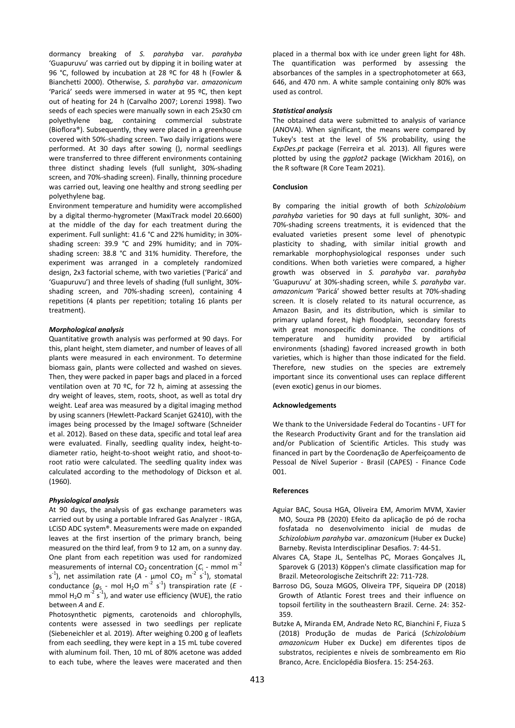dormancy breaking of *S. parahyba* var. *parahyba* 'Guapuruvu' was carried out by dipping it in boiling water at 96 °C, followed by incubation at 28 ºC for 48 h (Fowler & Bianchetti 2000). Otherwise, *S. parahyba* var. *amazonicum* 'Paricá' seeds were immersed in water at 95 ºC, then kept out of heating for 24 h (Carvalho 2007; Lorenzi 1998). Two seeds of each species were manually sown in each 25x30 cm polyethylene bag, containing commercial substrate (Bioflora®). Subsequently, they were placed in a greenhouse covered with 50%-shading screen. Two daily irrigations were performed. At 30 days after sowing (), normal seedlings were transferred to three different environments containing three distinct shading levels (full sunlight, 30%-shading screen, and 70%-shading screen). Finally, thinning procedure was carried out, leaving one healthy and strong seedling per polyethylene bag.

Environment temperature and humidity were accomplished by a digital thermo-hygrometer (MaxiTrack model 20.6600) at the middle of the day for each treatment during the experiment. Full sunlight: 41.6 °C and 22% humidity; in 30%-shading screen: 39.9 °C and 29% humidity; and in 70%-shading screen: 38.8 °C and 31% humidity. Therefore, the experiment was arranged in a completely randomized design, 2x3 factorial scheme, with two varieties ('Paricá' and 'Guapuruvu') and three levels of shading (full sunlight, 30%-shading screen, and 70%-shading screen), containing 4 repetitions (4 plants per repetition; totaling 16 plants per treatment).

### *Morphological analysis*

Quantitative growth analysis was performed at 90 days. For this, plant height, stem diameter, and number of leaves of all plants were measured in each environment. To determine biomass gain, plants were collected and washed on sieves. Then, they were packed in paper bags and placed in a forced ventilation oven at 70 ºC, for 72 h, aiming at assessing the dry weight of leaves, stem, roots, shoot, as well as total dry weight. Leaf area was measured by a digital imaging method by using scanners (Hewlett-Packard Scanjet G2410), with the images being processed by the ImageJ software (Schneider et al. 2012). Based on these data, specific and total leaf area were evaluated. Finally, seedling quality index, height-to-diameter ratio, height-to-shoot weight ratio, and shoot-to-root ratio were calculated. The seedling quality index was calculated according to the methodology of Dickson et al. (1960).

### *Physiological analysis*

At 90 days, the analysis of gas exchange parameters was carried out by using a portable Infrared Gas Analyzer - IRGA, LCiSD ADC system®. Measurements were made on expanded leaves at the first insertion of the primary branch, being measured on the third leaf, from 9 to 12 am, on a sunny day. One plant from each repetition was used for randomized measurements of internal $CO_2$ concentration ($C_i$ - mmol $m^{-2}$ $s^{-1}$), net assimilation rate ($A$ - μmol $CO_2$ $m^{-2}$ $s^{-1}$), stomatal conductance ($g_S$ - mol $H_2O$ $m^{-2}$ $s^{-1}$) transpiration rate ($E$ - mmol $H_2O$ $m^{-2}$ $s^{-1}$), and water use efficiency (WUE), the ratio between $A$ and $E$.

Photosynthetic pigments, carotenoids and chlorophylls, contents were assessed in two seedlings per replicate (Siebeneichler et al*.* 2019). After weighing 0.200 g of leaflets from each seedling, they were kept in a 15 mL tube covered with aluminum foil. Then, 10 mL of 80% acetone was added to each tube, where the leaves were macerated and then placed in a thermal box with ice under green light for 48h. The quantification was performed by assessing the absorbances of the samples in a spectrophotometer at 663, 646, and 470 nm. A white sample containing only 80% was used as control.

### *Statistical analysis*

The obtained data were submitted to analysis of variance (ANOVA). When significant, the means were compared by Tukey's test at the level of 5% probability, using the *ExpDes.pt* package (Ferreira et al*.* 2013). All figures were plotted by using the *ggplot2* package (Wickham 2016), on the R software (R Core Team 2021).

## Conclusion

By comparing the initial growth of both *Schizolobium parahyba* varieties for 90 days at full sunlight, 30%- and 70%-shading screens treatments, it is evidenced that the evaluated varieties present some level of phenotypic plasticity to shading, with similar initial growth and remarkable morphophysiological responses under such conditions. When both varieties were compared, a higher growth was observed in *S. parahyba* var. *parahyba* 'Guapuruvu' at 30%-shading screen, while *S. parahyba* var. *amazonicum* 'Paricá' showed better results at 70%-shading screen. It is closely related to its natural occurrence, as Amazon Basin, and its distribution, which is similar to primary upland forest, high floodplain, secondary forests with great monospecific dominance. The conditions of temperature and humidity provided by artificial environments (shading) favored increased growth in both varieties, which is higher than those indicated for the field. Therefore, new studies on the species are extremely important since its conventional uses can replace different (even exotic) genus in our biomes.

## Acknowledgements

We thank to the Universidade Federal do Tocantins - UFT for the Research Productivity Grant and for the translation aid and/or Publication of Scientific Articles. This study was financed in part by the Coordenação de Aperfeiçoamento de Pessoal de Nível Superior - Brasil (CAPES) - Finance Code 001.

## References

- Aguiar BAC, Sousa HGA, Oliveira EM, Amorim MVM, Xavier MO, Souza PB (2020) Efeito da aplicação de pó de rocha fosfatada no desenvolvimento inicial de mudas de *Schizolobium parahyba* var. *amazonicum* (Huber ex Ducke) Barneby. Revista Interdisciplinar Desafios. 7: 44-51.
- Alvares CA, Stape JL, Sentelhas PC, Moraes Gonçalves JL, Sparovek G (2013) Köppen's climate classification map for Brazil. Meteorologische Zeitschrift 22: 711-728.
- Barroso DG, Souza MGOS, Oliveira TPF, Siqueira DP (2018) Growth of Atlantic Forest trees and their influence on topsoil fertility in the southeastern Brazil. Cerne. 24: 352-359.
- Butzke A, Miranda EM, Andrade Neto RC, Bianchini F, Fiuza S (2018) Produção de mudas de Paricá (*Schizolobium amazonicum* Huber ex Ducke) em diferentes tipos de substratos, recipientes e níveis de sombreamento em Rio Branco, Acre. Enciclopédia Biosfera. 15: 254-263.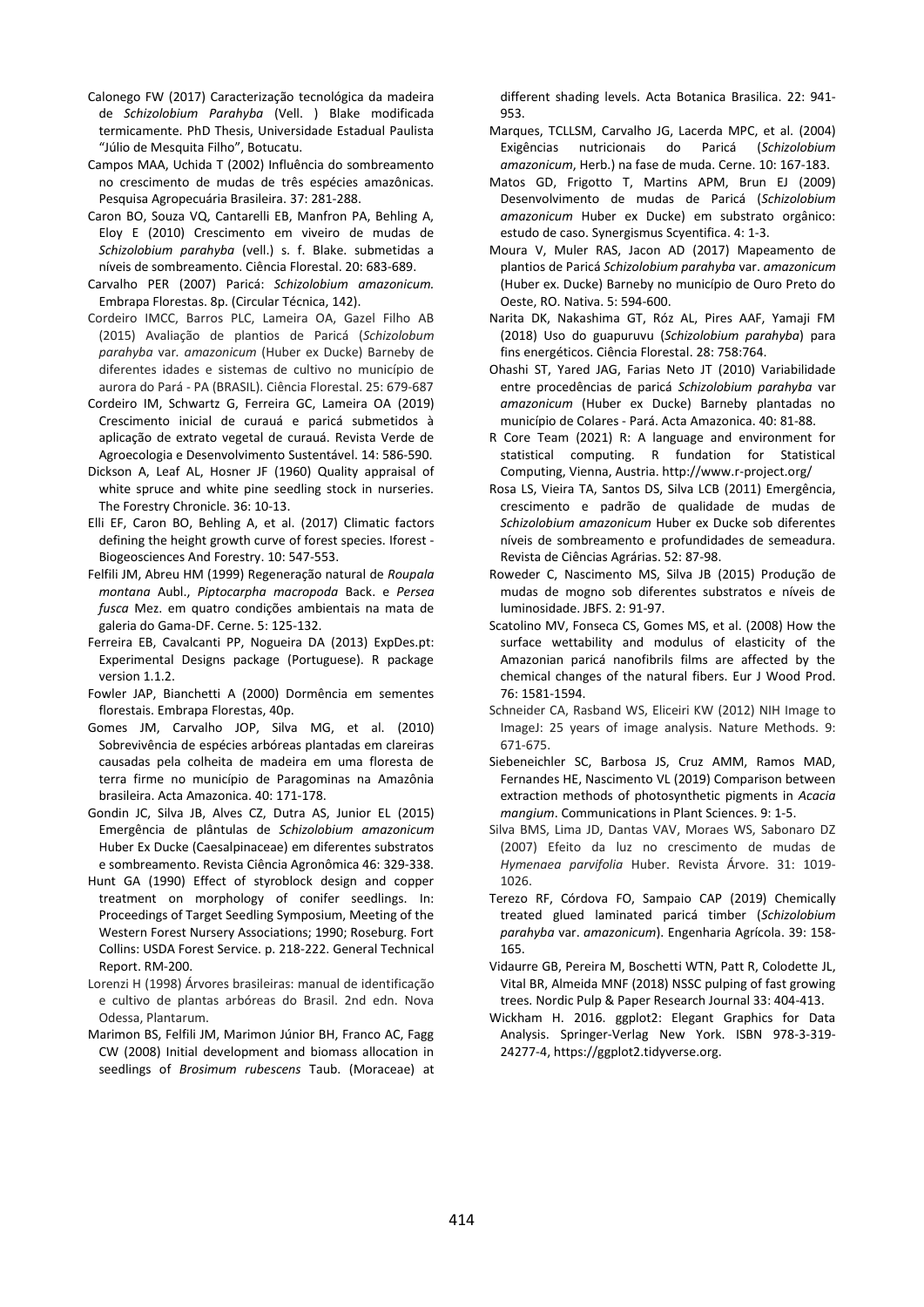Calonego FW (2017) Caracterização tecnológica da madeira de *Schizolobium Parahyba* (Vell. ) Blake modificada termicamente. PhD Thesis, Universidade Estadual Paulista "Júlio de Mesquita Filho", Botucatu.

Campos MAA, Uchida T (2002) Influência do sombreamento no crescimento de mudas de três espécies amazônicas. Pesquisa Agropecuária Brasileira. 37: 281-288.

Caron BO, Souza VQ, Cantarelli EB, Manfron PA, Behling A, Eloy E (2010) Crescimento em viveiro de mudas de *Schizolobium parahyba* (vell.) s. f. Blake. submetidas a níveis de sombreamento. Ciência Florestal. 20: 683-689.

Carvalho PER (2007) Paricá: *Schizolobium amazonicum.* Embrapa Florestas. 8p. (Circular Técnica, 142).

Cordeiro IMCC, Barros PLC, Lameira OA, Gazel Filho AB (2015) Avaliação de plantios de Paricá (*Schizolobum parahyba* var. *amazonicum* (Huber ex Ducke) Barneby de diferentes idades e sistemas de cultivo no município de aurora do Pará - PA (BRASIL). Ciência Florestal. 25: 679-687

Cordeiro IM, Schwartz G, Ferreira GC, Lameira OA (2019) Crescimento inicial de curauá e paricá submetidos à aplicação de extrato vegetal de curauá. Revista Verde de Agroecologia e Desenvolvimento Sustentável. 14: 586-590.

Dickson A, Leaf AL, Hosner JF (1960) Quality appraisal of white spruce and white pine seedling stock in nurseries. The Forestry Chronicle. 36: 10-13.

Elli EF, Caron BO, Behling A, et al. (2017) Climatic factors defining the height growth curve of forest species. Iforest - Biogeosciences And Forestry. 10: 547-553.

Felfili JM, Abreu HM (1999) Regeneração natural de *Roupala montana* Aubl., *Piptocarpha macropoda* Back. e *Persea fusca* Mez. em quatro condições ambientais na mata de galeria do Gama-DF. Cerne. 5: 125-132.

Ferreira EB, Cavalcanti PP, Nogueira DA (2013) ExpDes.pt: Experimental Designs package (Portuguese). R package version 1.1.2.

Fowler JAP, Bianchetti A (2000) Dormência em sementes florestais. Embrapa Florestas, 40p.

Gomes JM, Carvalho JOP, Silva MG, et al. (2010) Sobrevivência de espécies arbóreas plantadas em clareiras causadas pela colheita de madeira em uma floresta de terra firme no município de Paragominas na Amazônia brasileira. Acta Amazonica. 40: 171-178.

Gondin JC, Silva JB, Alves CZ, Dutra AS, Junior EL (2015) Emergência de plântulas de *Schizolobium amazonicum* Huber Ex Ducke (Caesalpinaceae) em diferentes substratos e sombreamento. Revista Ciência Agronômica 46: 329-338.

Hunt GA (1990) Effect of styroblock design and copper treatment on morphology of conifer seedlings. In: Proceedings of Target Seedling Symposium, Meeting of the Western Forest Nursery Associations; 1990; Roseburg. Fort Collins: USDA Forest Service. p. 218-222. General Technical Report. RM-200.

Lorenzi H (1998) Árvores brasileiras: manual de identificação e cultivo de plantas arbóreas do Brasil. 2nd edn. Nova Odessa, Plantarum.

Marimon BS, Felfili JM, Marimon Júnior BH, Franco AC, Fagg CW (2008) Initial development and biomass allocation in seedlings of *Brosimum rubescens* Taub. (Moraceae) at different shading levels. Acta Botanica Brasilica. 22: 941-953.

Marques, TCLLSM, Carvalho JG, Lacerda MPC, et al. (2004) Exigências nutricionais do Paricá (*Schizolobium amazonicum*, Herb.) na fase de muda. Cerne. 10: 167-183.

Matos GD, Frigotto T, Martins APM, Brun EJ (2009) Desenvolvimento de mudas de Paricá (*Schizolobium amazonicum* Huber ex Ducke) em substrato orgânico: estudo de caso. Synergismus Scyentifica. 4: 1-3.

Moura V, Muler RAS, Jacon AD (2017) Mapeamento de plantios de Paricá *Schizolobium parahyba* var. *amazonicum* (Huber ex. Ducke) Barneby no município de Ouro Preto do Oeste, RO. Nativa. 5: 594-600.

Narita DK, Nakashima GT, Róz AL, Pires AAF, Yamaji FM (2018) Uso do guapuruvu (*Schizolobium parahyba*) para fins energéticos. Ciência Florestal. 28: 758:764.

Ohashi ST, Yared JAG, Farias Neto JT (2010) Variabilidade entre procedências de paricá *Schizolobium parahyba* var *amazonicum* (Huber ex Ducke) Barneby plantadas no município de Colares - Pará. Acta Amazonica. 40: 81-88.

R Core Team (2021) R: A language and environment for statistical computing. R fundation for Statistical Computing, Vienna, Austria. http://www.r-project.org/

Rosa LS, Vieira TA, Santos DS, Silva LCB (2011) Emergência, crescimento e padrão de qualidade de mudas de *Schizolobium amazonicum* Huber ex Ducke sob diferentes níveis de sombreamento e profundidades de semeadura. Revista de Ciências Agrárias. 52: 87-98.

Roweder C, Nascimento MS, Silva JB (2015) Produção de mudas de mogno sob diferentes substratos e níveis de luminosidade. JBFS. 2: 91-97.

Scatolino MV, Fonseca CS, Gomes MS, et al. (2008) How the surface wettability and modulus of elasticity of the Amazonian paricá nanofibrils films are affected by the chemical changes of the natural fibers. Eur J Wood Prod. 76: 1581-1594.

Schneider CA, Rasband WS, Eliceiri KW (2012) NIH Image to ImageJ: 25 years of image analysis. Nature Methods. 9: 671-675.

Siebeneichler SC, Barbosa JS, Cruz AMM, Ramos MAD, Fernandes HE, Nascimento VL (2019) Comparison between extraction methods of photosynthetic pigments in *Acacia mangium*. Communications in Plant Sciences. 9: 1-5.

Silva BMS, Lima JD, Dantas VAV, Moraes WS, Sabonaro DZ (2007) Efeito da luz no crescimento de mudas de *Hymenaea parvifolia* Huber. Revista Árvore. 31: 1019-1026.

Terezo RF, Córdova FO, Sampaio CAP (2019) Chemically treated glued laminated paricá timber (*Schizolobium parahyba* var. *amazonicum*). Engenharia Agrícola. 39: 158-165.

Vidaurre GB, Pereira M, Boschetti WTN, Patt R, Colodette JL, Vital BR, Almeida MNF (2018) NSSC pulping of fast growing trees. Nordic Pulp & Paper Research Journal 33: 404-413.

Wickham H. 2016. ggplot2: Elegant Graphics for Data Analysis. Springer-Verlag New York. ISBN 978-3-319-24277-4, https://ggplot2.tidyverse.org.